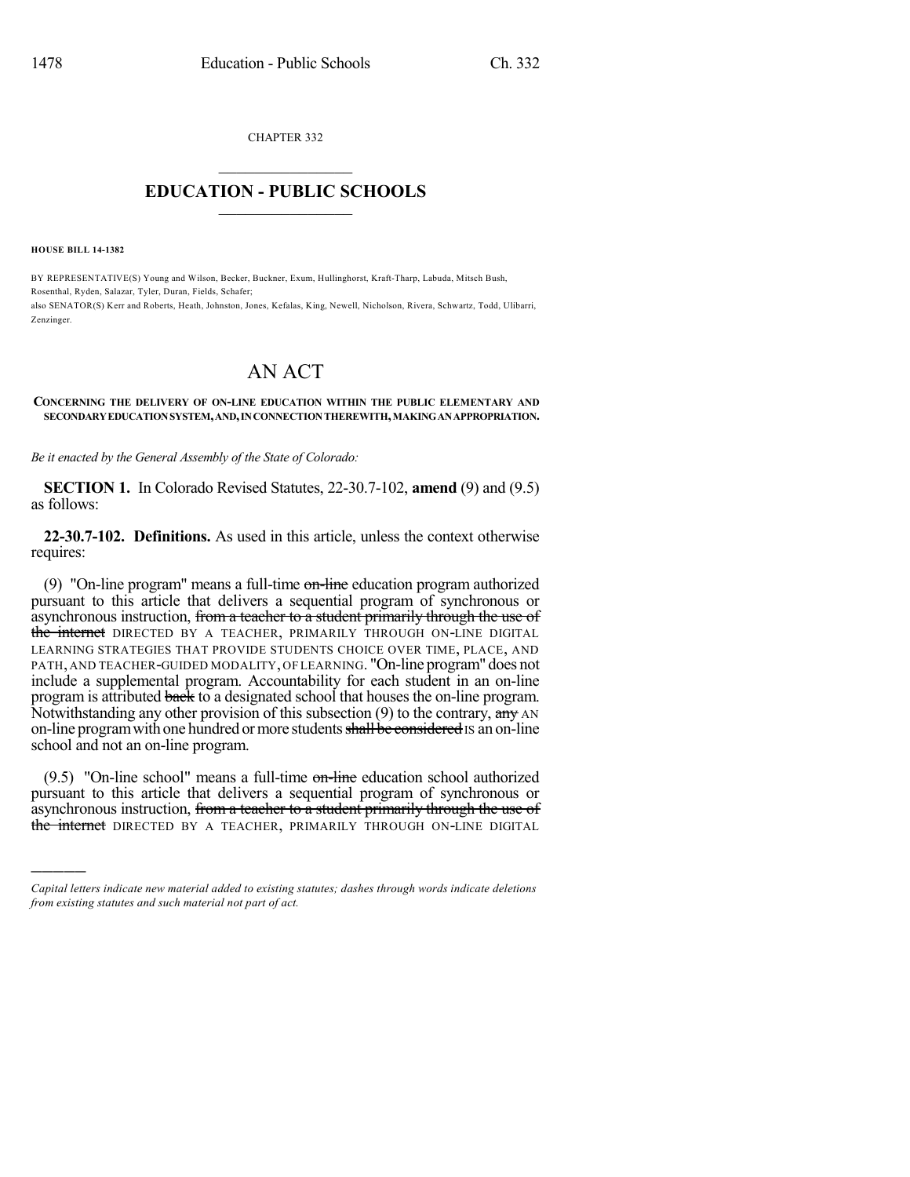CHAPTER 332

# EDUCATION - PUBLIC SCHOOLS

**HOUSE BILL 14-1382**

BY REPRESENTATIVE(S) Young and Wilson, Becker, Buckner, Exum, Hullinghorst, Kraft-Tharp, Labuda, Mitsch Bush, Rosenthal, Ryden, Salazar, Tyler, Duran, Fields, Schafer;
also SENATOR(S) Kerr and Roberts, Heath, Johnston, Jones, Kefalas, King, Newell, Nicholson, Rivera, Schwartz, Todd, Ulibarri, Zenzinger.

# AN ACT

**CONCERNING THE DELIVERY OF ON-LINE EDUCATION WITHIN THE PUBLIC ELEMENTARY AND SECONDARY EDUCATION SYSTEM, AND, IN CONNECTION THEREWITH, MAKING AN APPROPRIATION.**

*Be it enacted by the General Assembly of the State of Colorado:*

**SECTION 1.** In Colorado Revised Statutes, 22-30.7-102, **amend** (9) and (9.5) as follows:

**22-30.7-102. Definitions.** As used in this article, unless the context otherwise requires:

(9) "On-line program" means a full-time ~~on-line~~ education program authorized pursuant to this article that delivers a sequential program of synchronous or asynchronous instruction, ~~from a teacher to a student primarily through the use of the internet~~ DIRECTED BY A TEACHER, PRIMARILY THROUGH ON-LINE DIGITAL LEARNING STRATEGIES THAT PROVIDE STUDENTS CHOICE OVER TIME, PLACE, AND PATH, AND TEACHER-GUIDED MODALITY, OF LEARNING. "On-line program" does not include a supplemental program. Accountability for each student in an on-line program is attributed ~~back~~ to a designated school that houses the on-line program. Notwithstanding any other provision of this subsection (9) to the contrary, ~~any~~ AN on-line program with one hundred or more students ~~shall be considered~~ IS an on-line school and not an on-line program.

(9.5) "On-line school" means a full-time ~~on-line~~ education school authorized pursuant to this article that delivers a sequential program of synchronous or asynchronous instruction, ~~from a teacher to a student primarily through the use of the internet~~ DIRECTED BY A TEACHER, PRIMARILY THROUGH ON-LINE DIGITAL

*Capital letters indicate new material added to existing statutes; dashes through words indicate deletions from existing statutes and such material not part of act.*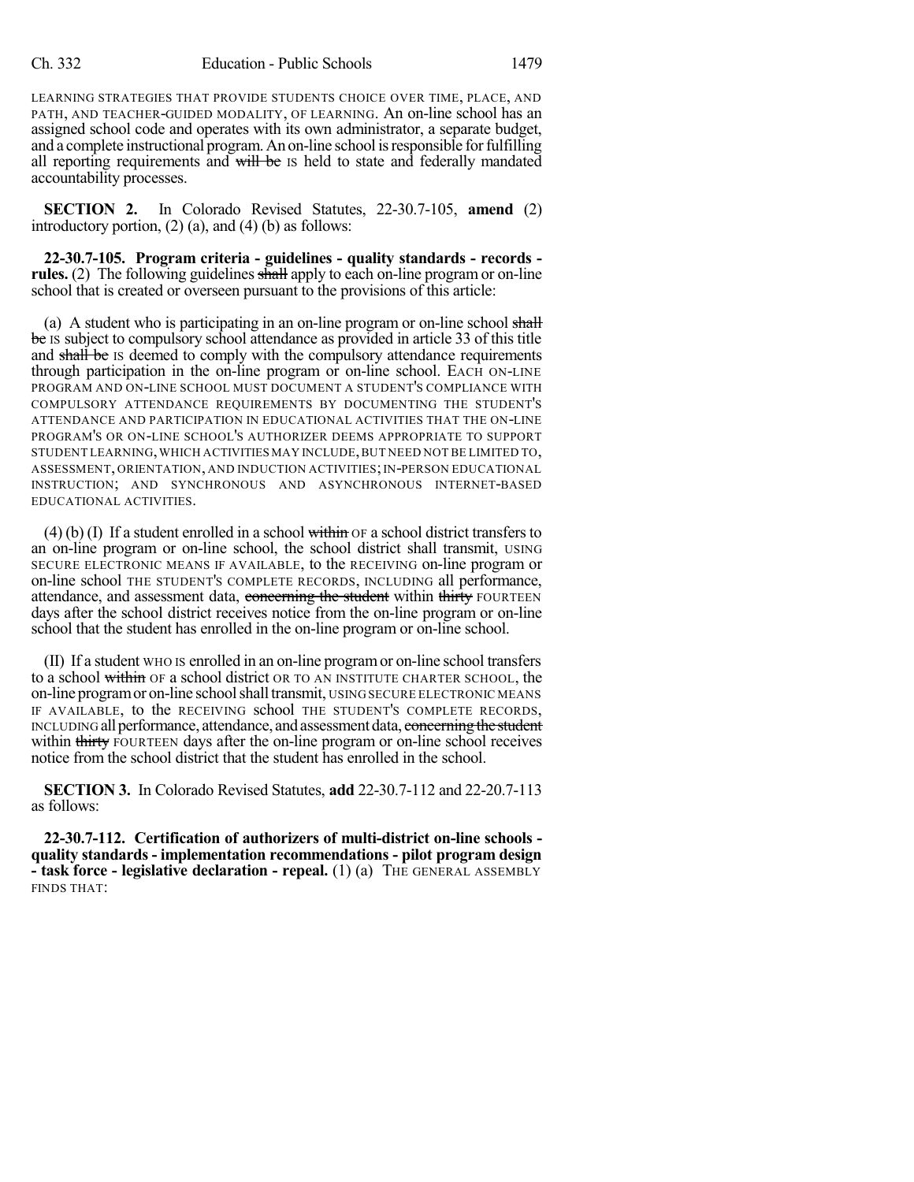LEARNING STRATEGIES THAT PROVIDE STUDENTS CHOICE OVER TIME, PLACE, AND PATH, AND TEACHER-GUIDED MODALITY, OF LEARNING. An on-line school has an assigned school code and operates with its own administrator, a separate budget, and a complete instructional program. An on-line school is responsible for fulfilling all reporting requirements and ~~will be~~ IS held to state and federally mandated accountability processes.

**SECTION 2.** In Colorado Revised Statutes, 22-30.7-105, **amend** (2) introductory portion, (2) (a), and (4) (b) as follows:

**22-30.7-105. Program criteria - guidelines - quality standards - records - rules.** (2) The following guidelines ~~shall~~ apply to each on-line program or on-line school that is created or overseen pursuant to the provisions of this article:

(a) A student who is participating in an on-line program or on-line school ~~shall be~~ IS subject to compulsory school attendance as provided in article 33 of this title and ~~shall be~~ IS deemed to comply with the compulsory attendance requirements through participation in the on-line program or on-line school. EACH ON-LINE PROGRAM AND ON-LINE SCHOOL MUST DOCUMENT A STUDENT'S COMPLIANCE WITH COMPULSORY ATTENDANCE REQUIREMENTS BY DOCUMENTING THE STUDENT'S ATTENDANCE AND PARTICIPATION IN EDUCATIONAL ACTIVITIES THAT THE ON-LINE PROGRAM'S OR ON-LINE SCHOOL'S AUTHORIZER DEEMS APPROPRIATE TO SUPPORT STUDENT LEARNING, WHICH ACTIVITIES MAY INCLUDE, BUT NEED NOT BE LIMITED TO, ASSESSMENT, ORIENTATION, AND INDUCTION ACTIVITIES; IN-PERSON EDUCATIONAL INSTRUCTION; AND SYNCHRONOUS AND ASYNCHRONOUS INTERNET-BASED EDUCATIONAL ACTIVITIES.

(4) (b) (I) If a student enrolled in a school ~~within~~ OF a school district transfers to an on-line program or on-line school, the school district shall transmit, USING SECURE ELECTRONIC MEANS IF AVAILABLE, to the RECEIVING on-line program or on-line school THE STUDENT'S COMPLETE RECORDS, INCLUDING all performance, attendance, and assessment data, ~~concerning the student~~ within ~~thirty~~ FOURTEEN days after the school district receives notice from the on-line program or on-line school that the student has enrolled in the on-line program or on-line school.

(II) If a student WHO IS enrolled in an on-line program or on-line school transfers to a school ~~within~~ OF a school district OR TO AN INSTITUTE CHARTER SCHOOL, the on-line program or on-line school shall transmit, USING SECURE ELECTRONIC MEANS IF AVAILABLE, to the RECEIVING school THE STUDENT'S COMPLETE RECORDS, INCLUDING all performance, attendance, and assessment data, ~~concerning the student~~ within ~~thirty~~ FOURTEEN days after the on-line program or on-line school receives notice from the school district that the student has enrolled in the school.

**SECTION 3.** In Colorado Revised Statutes, **add** 22-30.7-112 and 22-20.7-113 as follows:

**22-30.7-112. Certification of authorizers of multi-district on-line schools - quality standards - implementation recommendations - pilot program design - task force - legislative declaration - repeal.** (1) (a) THE GENERAL ASSEMBLY FINDS THAT: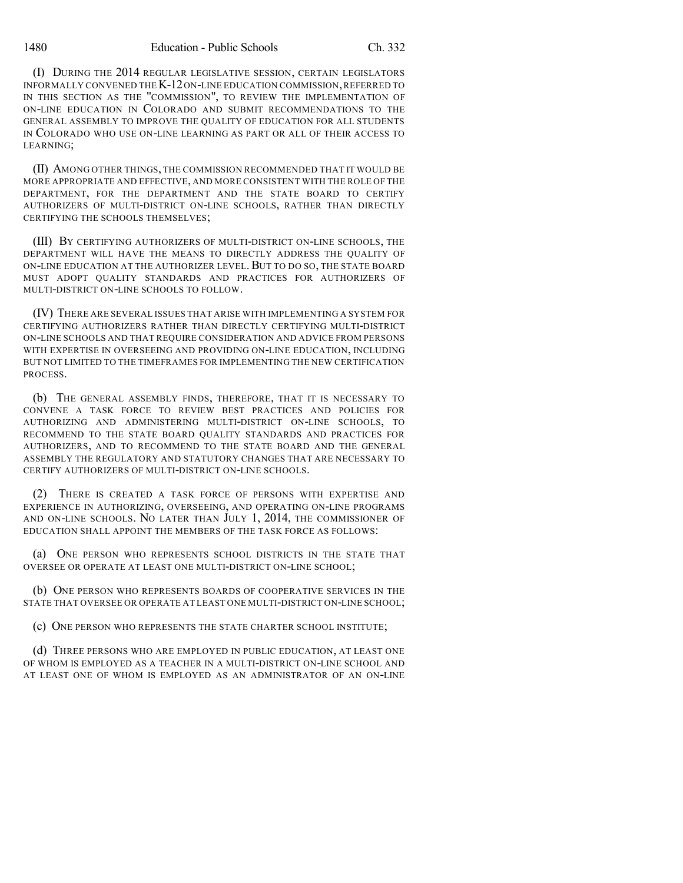(I) DURING THE 2014 REGULAR LEGISLATIVE SESSION, CERTAIN LEGISLATORS INFORMALLY CONVENED THE K-12 ON-LINE EDUCATION COMMISSION, REFERRED TO IN THIS SECTION AS THE "COMMISSION", TO REVIEW THE IMPLEMENTATION OF ON-LINE EDUCATION IN COLORADO AND SUBMIT RECOMMENDATIONS TO THE GENERAL ASSEMBLY TO IMPROVE THE QUALITY OF EDUCATION FOR ALL STUDENTS IN COLORADO WHO USE ON-LINE LEARNING AS PART OR ALL OF THEIR ACCESS TO LEARNING;

(II) AMONG OTHER THINGS, THE COMMISSION RECOMMENDED THAT IT WOULD BE MORE APPROPRIATE AND EFFECTIVE, AND MORE CONSISTENT WITH THE ROLE OF THE DEPARTMENT, FOR THE DEPARTMENT AND THE STATE BOARD TO CERTIFY AUTHORIZERS OF MULTI-DISTRICT ON-LINE SCHOOLS, RATHER THAN DIRECTLY CERTIFYING THE SCHOOLS THEMSELVES;

(III) BY CERTIFYING AUTHORIZERS OF MULTI-DISTRICT ON-LINE SCHOOLS, THE DEPARTMENT WILL HAVE THE MEANS TO DIRECTLY ADDRESS THE QUALITY OF ON-LINE EDUCATION AT THE AUTHORIZER LEVEL. BUT TO DO SO, THE STATE BOARD MUST ADOPT QUALITY STANDARDS AND PRACTICES FOR AUTHORIZERS OF MULTI-DISTRICT ON-LINE SCHOOLS TO FOLLOW.

(IV) THERE ARE SEVERAL ISSUES THAT ARISE WITH IMPLEMENTING A SYSTEM FOR CERTIFYING AUTHORIZERS RATHER THAN DIRECTLY CERTIFYING MULTI-DISTRICT ON-LINE SCHOOLS AND THAT REQUIRE CONSIDERATION AND ADVICE FROM PERSONS WITH EXPERTISE IN OVERSEEING AND PROVIDING ON-LINE EDUCATION, INCLUDING BUT NOT LIMITED TO THE TIMEFRAMES FOR IMPLEMENTING THE NEW CERTIFICATION PROCESS.

(b) THE GENERAL ASSEMBLY FINDS, THEREFORE, THAT IT IS NECESSARY TO CONVENE A TASK FORCE TO REVIEW BEST PRACTICES AND POLICIES FOR AUTHORIZING AND ADMINISTERING MULTI-DISTRICT ON-LINE SCHOOLS, TO RECOMMEND TO THE STATE BOARD QUALITY STANDARDS AND PRACTICES FOR AUTHORIZERS, AND TO RECOMMEND TO THE STATE BOARD AND THE GENERAL ASSEMBLY THE REGULATORY AND STATUTORY CHANGES THAT ARE NECESSARY TO CERTIFY AUTHORIZERS OF MULTI-DISTRICT ON-LINE SCHOOLS.

(2) THERE IS CREATED A TASK FORCE OF PERSONS WITH EXPERTISE AND EXPERIENCE IN AUTHORIZING, OVERSEEING, AND OPERATING ON-LINE PROGRAMS AND ON-LINE SCHOOLS. NO LATER THAN JULY 1, 2014, THE COMMISSIONER OF EDUCATION SHALL APPOINT THE MEMBERS OF THE TASK FORCE AS FOLLOWS:

(a) ONE PERSON WHO REPRESENTS SCHOOL DISTRICTS IN THE STATE THAT OVERSEE OR OPERATE AT LEAST ONE MULTI-DISTRICT ON-LINE SCHOOL;

(b) ONE PERSON WHO REPRESENTS BOARDS OF COOPERATIVE SERVICES IN THE STATE THAT OVERSEE OR OPERATE AT LEAST ONE MULTI-DISTRICT ON-LINE SCHOOL;

(c) ONE PERSON WHO REPRESENTS THE STATE CHARTER SCHOOL INSTITUTE;

(d) THREE PERSONS WHO ARE EMPLOYED IN PUBLIC EDUCATION, AT LEAST ONE OF WHOM IS EMPLOYED AS A TEACHER IN A MULTI-DISTRICT ON-LINE SCHOOL AND AT LEAST ONE OF WHOM IS EMPLOYED AS AN ADMINISTRATOR OF AN ON-LINE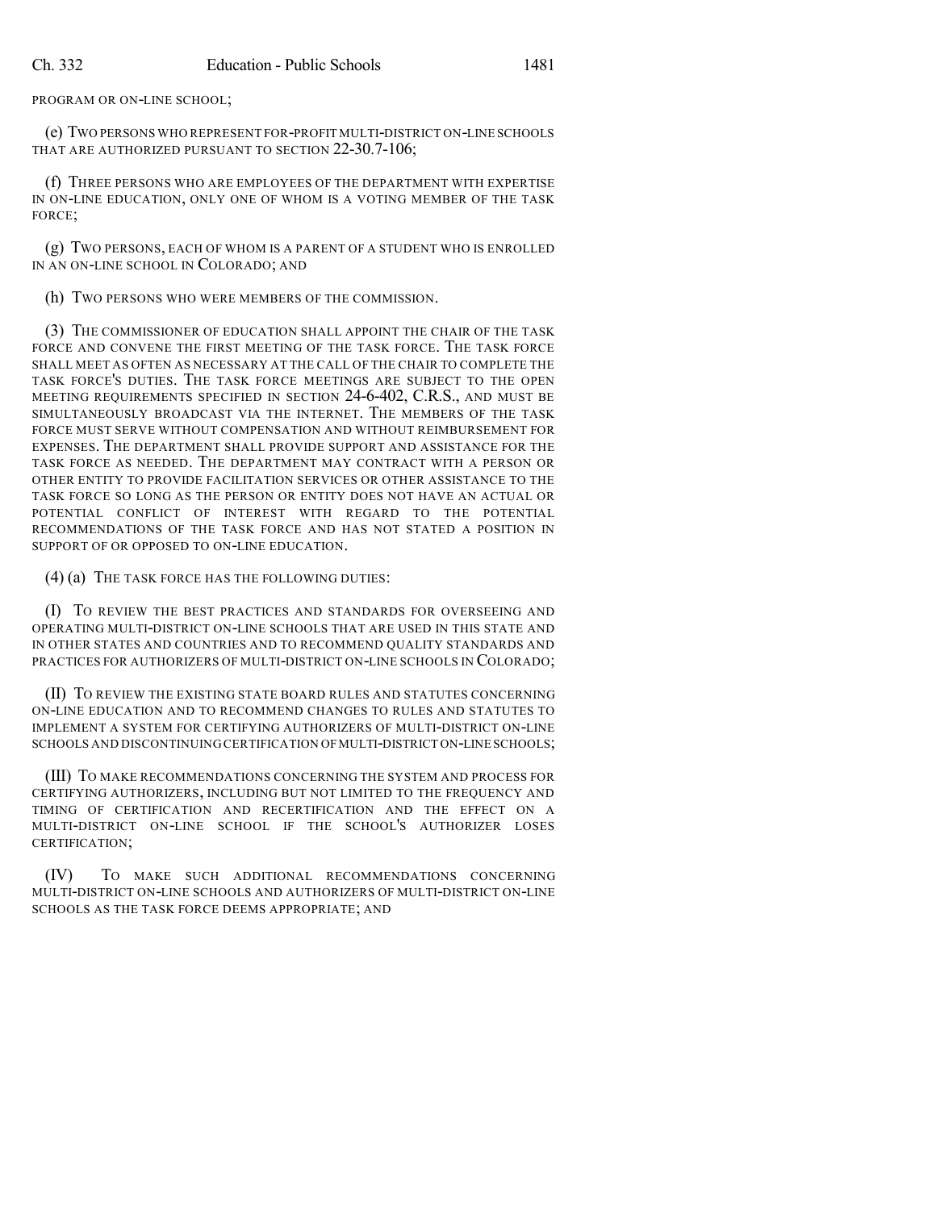PROGRAM OR ON-LINE SCHOOL;

(e) TWO PERSONS WHO REPRESENT FOR-PROFIT MULTI-DISTRICT ON-LINE SCHOOLS THAT ARE AUTHORIZED PURSUANT TO SECTION 22-30.7-106;

(f) THREE PERSONS WHO ARE EMPLOYEES OF THE DEPARTMENT WITH EXPERTISE IN ON-LINE EDUCATION, ONLY ONE OF WHOM IS A VOTING MEMBER OF THE TASK FORCE;

(g) TWO PERSONS, EACH OF WHOM IS A PARENT OF A STUDENT WHO IS ENROLLED IN AN ON-LINE SCHOOL IN COLORADO; AND

(h) TWO PERSONS WHO WERE MEMBERS OF THE COMMISSION.

(3) THE COMMISSIONER OF EDUCATION SHALL APPOINT THE CHAIR OF THE TASK FORCE AND CONVENE THE FIRST MEETING OF THE TASK FORCE. THE TASK FORCE SHALL MEET AS OFTEN AS NECESSARY AT THE CALL OF THE CHAIR TO COMPLETE THE TASK FORCE'S DUTIES. THE TASK FORCE MEETINGS ARE SUBJECT TO THE OPEN MEETING REQUIREMENTS SPECIFIED IN SECTION 24-6-402, C.R.S., AND MUST BE SIMULTANEOUSLY BROADCAST VIA THE INTERNET. THE MEMBERS OF THE TASK FORCE MUST SERVE WITHOUT COMPENSATION AND WITHOUT REIMBURSEMENT FOR EXPENSES. THE DEPARTMENT SHALL PROVIDE SUPPORT AND ASSISTANCE FOR THE TASK FORCE AS NEEDED. THE DEPARTMENT MAY CONTRACT WITH A PERSON OR OTHER ENTITY TO PROVIDE FACILITATION SERVICES OR OTHER ASSISTANCE TO THE TASK FORCE SO LONG AS THE PERSON OR ENTITY DOES NOT HAVE AN ACTUAL OR POTENTIAL CONFLICT OF INTEREST WITH REGARD TO THE POTENTIAL RECOMMENDATIONS OF THE TASK FORCE AND HAS NOT STATED A POSITION IN SUPPORT OF OR OPPOSED TO ON-LINE EDUCATION.

(4) (a) THE TASK FORCE HAS THE FOLLOWING DUTIES:

(I) TO REVIEW THE BEST PRACTICES AND STANDARDS FOR OVERSEEING AND OPERATING MULTI-DISTRICT ON-LINE SCHOOLS THAT ARE USED IN THIS STATE AND IN OTHER STATES AND COUNTRIES AND TO RECOMMEND QUALITY STANDARDS AND PRACTICES FOR AUTHORIZERS OF MULTI-DISTRICT ON-LINE SCHOOLS IN COLORADO;

(II) TO REVIEW THE EXISTING STATE BOARD RULES AND STATUTES CONCERNING ON-LINE EDUCATION AND TO RECOMMEND CHANGES TO RULES AND STATUTES TO IMPLEMENT A SYSTEM FOR CERTIFYING AUTHORIZERS OF MULTI-DISTRICT ON-LINE SCHOOLS AND DISCONTINUING CERTIFICATION OF MULTI-DISTRICT ON-LINE SCHOOLS;

(III) TO MAKE RECOMMENDATIONS CONCERNING THE SYSTEM AND PROCESS FOR CERTIFYING AUTHORIZERS, INCLUDING BUT NOT LIMITED TO THE FREQUENCY AND TIMING OF CERTIFICATION AND RECERTIFICATION AND THE EFFECT ON A MULTI-DISTRICT ON-LINE SCHOOL IF THE SCHOOL'S AUTHORIZER LOSES CERTIFICATION;

(IV) TO MAKE SUCH ADDITIONAL RECOMMENDATIONS CONCERNING MULTI-DISTRICT ON-LINE SCHOOLS AND AUTHORIZERS OF MULTI-DISTRICT ON-LINE SCHOOLS AS THE TASK FORCE DEEMS APPROPRIATE; AND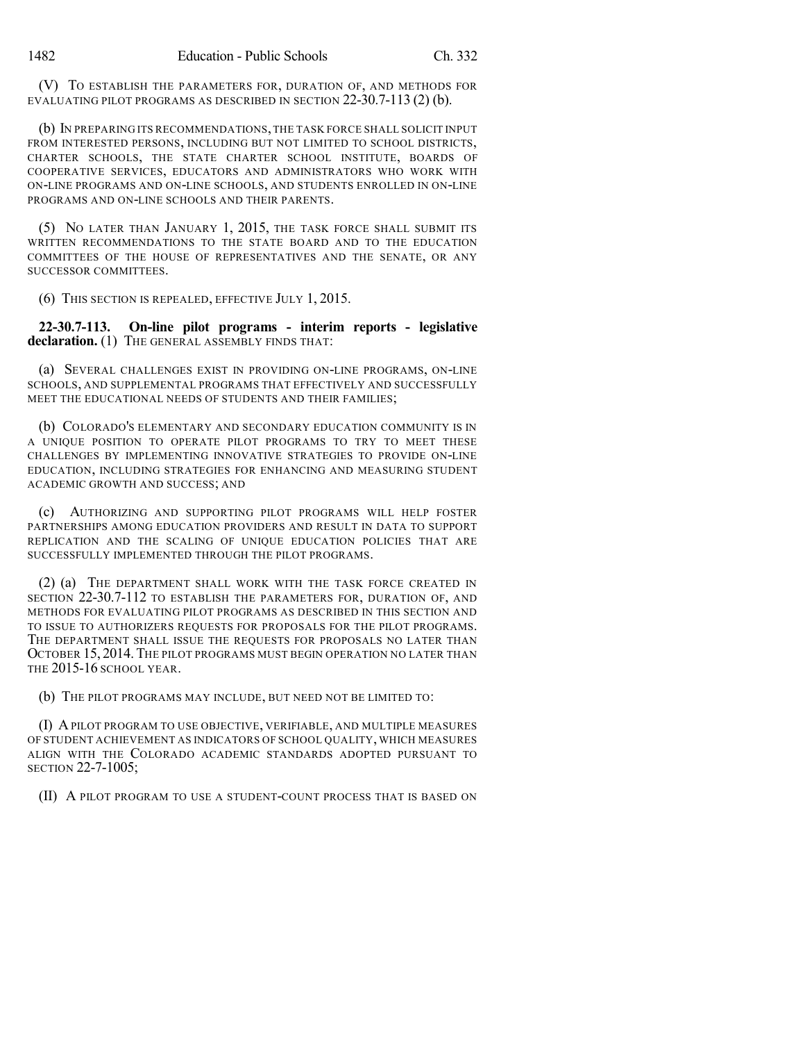(V) TO ESTABLISH THE PARAMETERS FOR, DURATION OF, AND METHODS FOR EVALUATING PILOT PROGRAMS AS DESCRIBED IN SECTION 22-30.7-113 (2) (b).

(b) IN PREPARING ITS RECOMMENDATIONS, THE TASK FORCE SHALL SOLICIT INPUT FROM INTERESTED PERSONS, INCLUDING BUT NOT LIMITED TO SCHOOL DISTRICTS, CHARTER SCHOOLS, THE STATE CHARTER SCHOOL INSTITUTE, BOARDS OF COOPERATIVE SERVICES, EDUCATORS AND ADMINISTRATORS WHO WORK WITH ON-LINE PROGRAMS AND ON-LINE SCHOOLS, AND STUDENTS ENROLLED IN ON-LINE PROGRAMS AND ON-LINE SCHOOLS AND THEIR PARENTS.

(5) NO LATER THAN JANUARY 1, 2015, THE TASK FORCE SHALL SUBMIT ITS WRITTEN RECOMMENDATIONS TO THE STATE BOARD AND TO THE EDUCATION COMMITTEES OF THE HOUSE OF REPRESENTATIVES AND THE SENATE, OR ANY SUCCESSOR COMMITTEES.

(6) THIS SECTION IS REPEALED, EFFECTIVE JULY 1, 2015.

**22-30.7-113. On-line pilot programs - interim reports - legislative declaration.** (1) THE GENERAL ASSEMBLY FINDS THAT:

(a) SEVERAL CHALLENGES EXIST IN PROVIDING ON-LINE PROGRAMS, ON-LINE SCHOOLS, AND SUPPLEMENTAL PROGRAMS THAT EFFECTIVELY AND SUCCESSFULLY MEET THE EDUCATIONAL NEEDS OF STUDENTS AND THEIR FAMILIES;

(b) COLORADO'S ELEMENTARY AND SECONDARY EDUCATION COMMUNITY IS IN A UNIQUE POSITION TO OPERATE PILOT PROGRAMS TO TRY TO MEET THESE CHALLENGES BY IMPLEMENTING INNOVATIVE STRATEGIES TO PROVIDE ON-LINE EDUCATION, INCLUDING STRATEGIES FOR ENHANCING AND MEASURING STUDENT ACADEMIC GROWTH AND SUCCESS; AND

(c) AUTHORIZING AND SUPPORTING PILOT PROGRAMS WILL HELP FOSTER PARTNERSHIPS AMONG EDUCATION PROVIDERS AND RESULT IN DATA TO SUPPORT REPLICATION AND THE SCALING OF UNIQUE EDUCATION POLICIES THAT ARE SUCCESSFULLY IMPLEMENTED THROUGH THE PILOT PROGRAMS.

(2) (a) THE DEPARTMENT SHALL WORK WITH THE TASK FORCE CREATED IN SECTION 22-30.7-112 TO ESTABLISH THE PARAMETERS FOR, DURATION OF, AND METHODS FOR EVALUATING PILOT PROGRAMS AS DESCRIBED IN THIS SECTION AND TO ISSUE TO AUTHORIZERS REQUESTS FOR PROPOSALS FOR THE PILOT PROGRAMS. THE DEPARTMENT SHALL ISSUE THE REQUESTS FOR PROPOSALS NO LATER THAN OCTOBER 15, 2014. THE PILOT PROGRAMS MUST BEGIN OPERATION NO LATER THAN THE 2015-16 SCHOOL YEAR.

(b) THE PILOT PROGRAMS MAY INCLUDE, BUT NEED NOT BE LIMITED TO:

(I) A PILOT PROGRAM TO USE OBJECTIVE, VERIFIABLE, AND MULTIPLE MEASURES OF STUDENT ACHIEVEMENT AS INDICATORS OF SCHOOL QUALITY, WHICH MEASURES ALIGN WITH THE COLORADO ACADEMIC STANDARDS ADOPTED PURSUANT TO SECTION 22-7-1005;

(II) A PILOT PROGRAM TO USE A STUDENT-COUNT PROCESS THAT IS BASED ON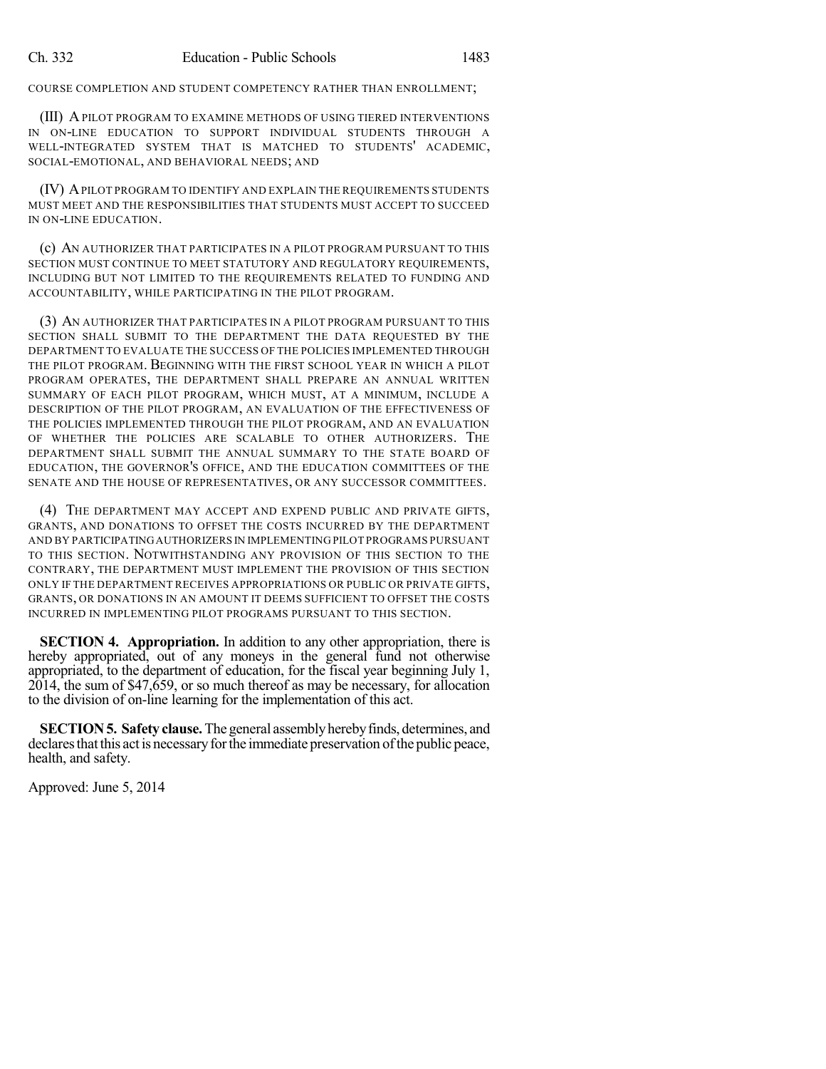COURSE COMPLETION AND STUDENT COMPETENCY RATHER THAN ENROLLMENT;

(III) A PILOT PROGRAM TO EXAMINE METHODS OF USING TIERED INTERVENTIONS IN ON-LINE EDUCATION TO SUPPORT INDIVIDUAL STUDENTS THROUGH A WELL-INTEGRATED SYSTEM THAT IS MATCHED TO STUDENTS' ACADEMIC, SOCIAL-EMOTIONAL, AND BEHAVIORAL NEEDS; AND

(IV) A PILOT PROGRAM TO IDENTIFY AND EXPLAIN THE REQUIREMENTS STUDENTS MUST MEET AND THE RESPONSIBILITIES THAT STUDENTS MUST ACCEPT TO SUCCEED IN ON-LINE EDUCATION.

(c) AN AUTHORIZER THAT PARTICIPATES IN A PILOT PROGRAM PURSUANT TO THIS SECTION MUST CONTINUE TO MEET STATUTORY AND REGULATORY REQUIREMENTS, INCLUDING BUT NOT LIMITED TO THE REQUIREMENTS RELATED TO FUNDING AND ACCOUNTABILITY, WHILE PARTICIPATING IN THE PILOT PROGRAM.

(3) AN AUTHORIZER THAT PARTICIPATES IN A PILOT PROGRAM PURSUANT TO THIS SECTION SHALL SUBMIT TO THE DEPARTMENT THE DATA REQUESTED BY THE DEPARTMENT TO EVALUATE THE SUCCESS OF THE POLICIES IMPLEMENTED THROUGH THE PILOT PROGRAM. BEGINNING WITH THE FIRST SCHOOL YEAR IN WHICH A PILOT PROGRAM OPERATES, THE DEPARTMENT SHALL PREPARE AN ANNUAL WRITTEN SUMMARY OF EACH PILOT PROGRAM, WHICH MUST, AT A MINIMUM, INCLUDE A DESCRIPTION OF THE PILOT PROGRAM, AN EVALUATION OF THE EFFECTIVENESS OF THE POLICIES IMPLEMENTED THROUGH THE PILOT PROGRAM, AND AN EVALUATION OF WHETHER THE POLICIES ARE SCALABLE TO OTHER AUTHORIZERS. THE DEPARTMENT SHALL SUBMIT THE ANNUAL SUMMARY TO THE STATE BOARD OF EDUCATION, THE GOVERNOR'S OFFICE, AND THE EDUCATION COMMITTEES OF THE SENATE AND THE HOUSE OF REPRESENTATIVES, OR ANY SUCCESSOR COMMITTEES.

(4) THE DEPARTMENT MAY ACCEPT AND EXPEND PUBLIC AND PRIVATE GIFTS, GRANTS, AND DONATIONS TO OFFSET THE COSTS INCURRED BY THE DEPARTMENT AND BY PARTICIPATING AUTHORIZERS IN IMPLEMENTING PILOT PROGRAMS PURSUANT TO THIS SECTION. NOTWITHSTANDING ANY PROVISION OF THIS SECTION TO THE CONTRARY, THE DEPARTMENT MUST IMPLEMENT THE PROVISION OF THIS SECTION ONLY IF THE DEPARTMENT RECEIVES APPROPRIATIONS OR PUBLIC OR PRIVATE GIFTS, GRANTS, OR DONATIONS IN AN AMOUNT IT DEEMS SUFFICIENT TO OFFSET THE COSTS INCURRED IN IMPLEMENTING PILOT PROGRAMS PURSUANT TO THIS SECTION.

**SECTION 4. Appropriation.** In addition to any other appropriation, there is hereby appropriated, out of any moneys in the general fund not otherwise appropriated, to the department of education, for the fiscal year beginning July 1, 2014, the sum of $47,659, or so much thereof as may be necessary, for allocation to the division of on-line learning for the implementation of this act.

**SECTION 5. Safety clause.** The general assembly hereby finds, determines, and declares that this act is necessary for the immediate preservation of the public peace, health, and safety.

Approved: June 5, 2014